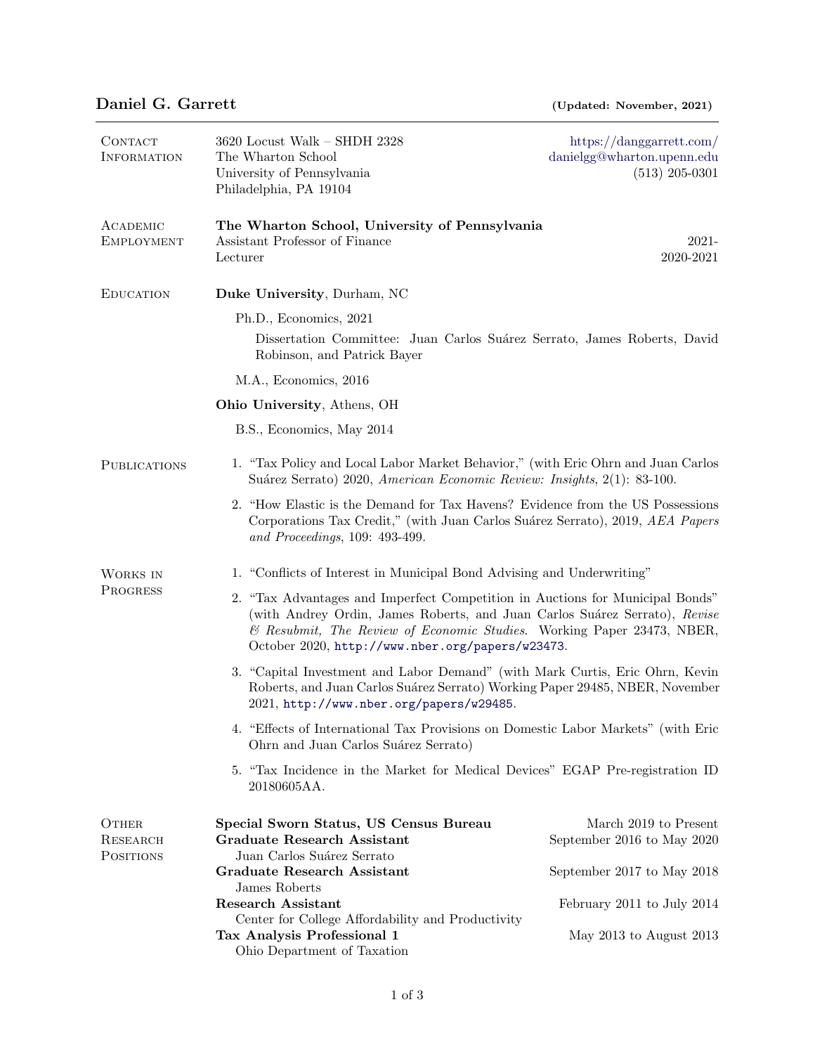# Daniel G. Garrett

**(Updated: November, 2021)**

## Contact Information

3620 Locust Walk – SHDH 2328
The Wharton School
University of Pennsylvania
Philadelphia, PA 19104

https://danggarrett.com/
danielgg@wharton.upenn.edu
(513) 205-0301

## Academic Employment

**The Wharton School, University of Pennsylvania**

Assistant Professor of Finance — 2021-
Lecturer — 2020-2021

## Education

**Duke University**, Durham, NC

Ph.D., Economics, 2021

Dissertation Committee: Juan Carlos Suárez Serrato, James Roberts, David Robinson, and Patrick Bayer

M.A., Economics, 2016

**Ohio University**, Athens, OH

B.S., Economics, May 2014

## Publications

1. "Tax Policy and Local Labor Market Behavior," (with Eric Ohrn and Juan Carlos Suárez Serrato) 2020, *American Economic Review: Insights*, 2(1): 83-100.
2. "How Elastic is the Demand for Tax Havens? Evidence from the US Possessions Corporations Tax Credit," (with Juan Carlos Suárez Serrato), 2019, *AEA Papers and Proceedings*, 109: 493-499.

## Works in Progress

1. "Conflicts of Interest in Municipal Bond Advising and Underwriting"
2. "Tax Advantages and Imperfect Competition in Auctions for Municipal Bonds" (with Andrey Ordin, James Roberts, and Juan Carlos Suárez Serrato), *Revise & Resubmit, The Review of Economic Studies*. Working Paper 23473, NBER, October 2020, http://www.nber.org/papers/w23473.
3. "Capital Investment and Labor Demand" (with Mark Curtis, Eric Ohrn, Kevin Roberts, and Juan Carlos Suárez Serrato) Working Paper 29485, NBER, November 2021, http://www.nber.org/papers/w29485.
4. "Effects of International Tax Provisions on Domestic Labor Markets" (with Eric Ohrn and Juan Carlos Suárez Serrato)
5. "Tax Incidence in the Market for Medical Devices" EGAP Pre-registration ID 20180605AA.

## Other Research Positions

**Special Sworn Status, US Census Bureau** — March 2019 to Present

**Graduate Research Assistant** — September 2016 to May 2020
Juan Carlos Suárez Serrato

**Graduate Research Assistant** — September 2017 to May 2018
James Roberts

**Research Assistant** — February 2011 to July 2014
Center for College Affordability and Productivity

**Tax Analysis Professional 1** — May 2013 to August 2013
Ohio Department of Taxation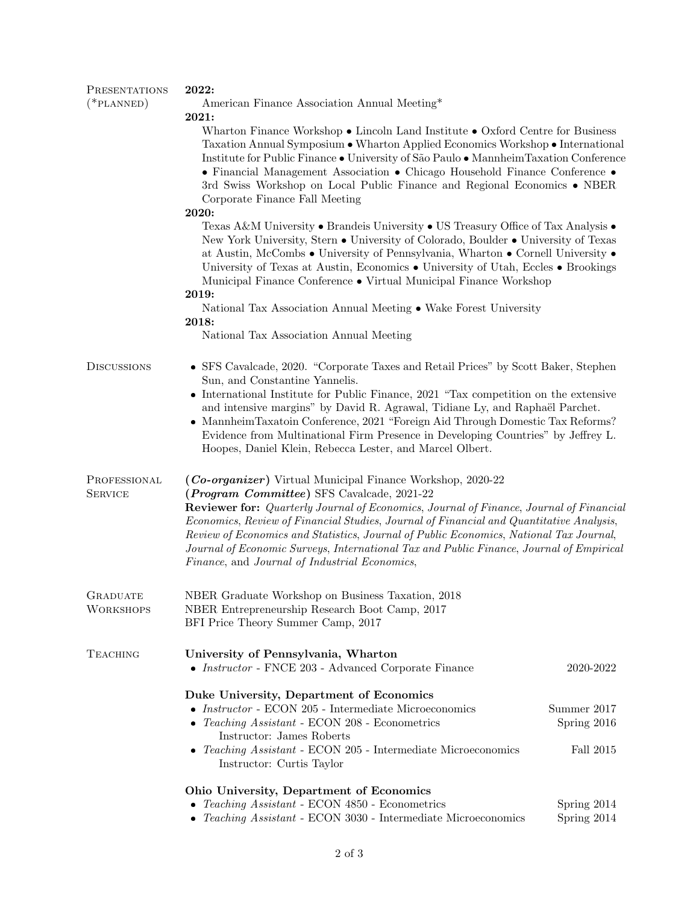## Presentations (*planned)

**2022:**

American Finance Association Annual Meeting*

**2021:**

Wharton Finance Workshop • Lincoln Land Institute • Oxford Centre for Business Taxation Annual Symposium • Wharton Applied Economics Workshop • International Institute for Public Finance • University of São Paulo • MannheimTaxation Conference • Financial Management Association • Chicago Household Finance Conference • 3rd Swiss Workshop on Local Public Finance and Regional Economics • NBER Corporate Finance Fall Meeting

**2020:**

Texas A&M University • Brandeis University • US Treasury Office of Tax Analysis • New York University, Stern • University of Colorado, Boulder • University of Texas at Austin, McCombs • University of Pennsylvania, Wharton • Cornell University • University of Texas at Austin, Economics • University of Utah, Eccles • Brookings Municipal Finance Conference • Virtual Municipal Finance Workshop

**2019:**

National Tax Association Annual Meeting • Wake Forest University

**2018:**

National Tax Association Annual Meeting

## Discussions

- SFS Cavalcade, 2020. "Corporate Taxes and Retail Prices" by Scott Baker, Stephen Sun, and Constantine Yannelis.
- International Institute for Public Finance, 2021 "Tax competition on the extensive and intensive margins" by David R. Agrawal, Tidiane Ly, and Raphaël Parchet.
- MannheimTaxatoin Conference, 2021 "Foreign Aid Through Domestic Tax Reforms? Evidence from Multinational Firm Presence in Developing Countries" by Jeffrey L. Hoopes, Daniel Klein, Rebecca Lester, and Marcel Olbert.

## Professional Service

(***Co-organizer***) Virtual Municipal Finance Workshop, 2020-22

(***Program Committee***) SFS Cavalcade, 2021-22

**Reviewer for:** *Quarterly Journal of Economics*, *Journal of Finance*, *Journal of Financial Economics*, *Review of Financial Studies*, *Journal of Financial and Quantitative Analysis*, *Review of Economics and Statistics*, *Journal of Public Economics*, *National Tax Journal*, *Journal of Economic Surveys*, *International Tax and Public Finance*, *Journal of Empirical Finance*, and *Journal of Industrial Economics*,

## Graduate Workshops

NBER Graduate Workshop on Business Taxation, 2018

NBER Entrepreneurship Research Boot Camp, 2017

BFI Price Theory Summer Camp, 2017

## Teaching

**University of Pennsylvania, Wharton**

- *Instructor* - FNCE 203 - Advanced Corporate Finance — 2020-2022

**Duke University, Department of Economics**

- *Instructor* - ECON 205 - Intermediate Microeconomics — Summer 2017
- *Teaching Assistant* - ECON 208 - Econometrics — Spring 2016
  Instructor: James Roberts
- *Teaching Assistant* - ECON 205 - Intermediate Microeconomics — Fall 2015
  Instructor: Curtis Taylor

**Ohio University, Department of Economics**

- *Teaching Assistant* - ECON 4850 - Econometrics — Spring 2014
- *Teaching Assistant* - ECON 3030 - Intermediate Microeconomics — Spring 2014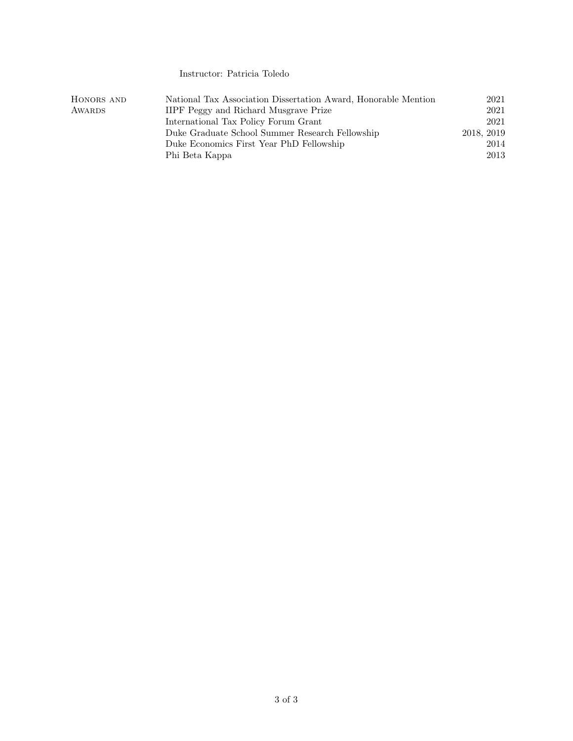Instructor: Patricia Toledo

## Honors and Awards

| | |
|---|---|
| National Tax Association Dissertation Award, Honorable Mention | 2021 |
| IIPF Peggy and Richard Musgrave Prize | 2021 |
| International Tax Policy Forum Grant | 2021 |
| Duke Graduate School Summer Research Fellowship | 2018, 2019 |
| Duke Economics First Year PhD Fellowship | 2014 |
| Phi Beta Kappa | 2013 |